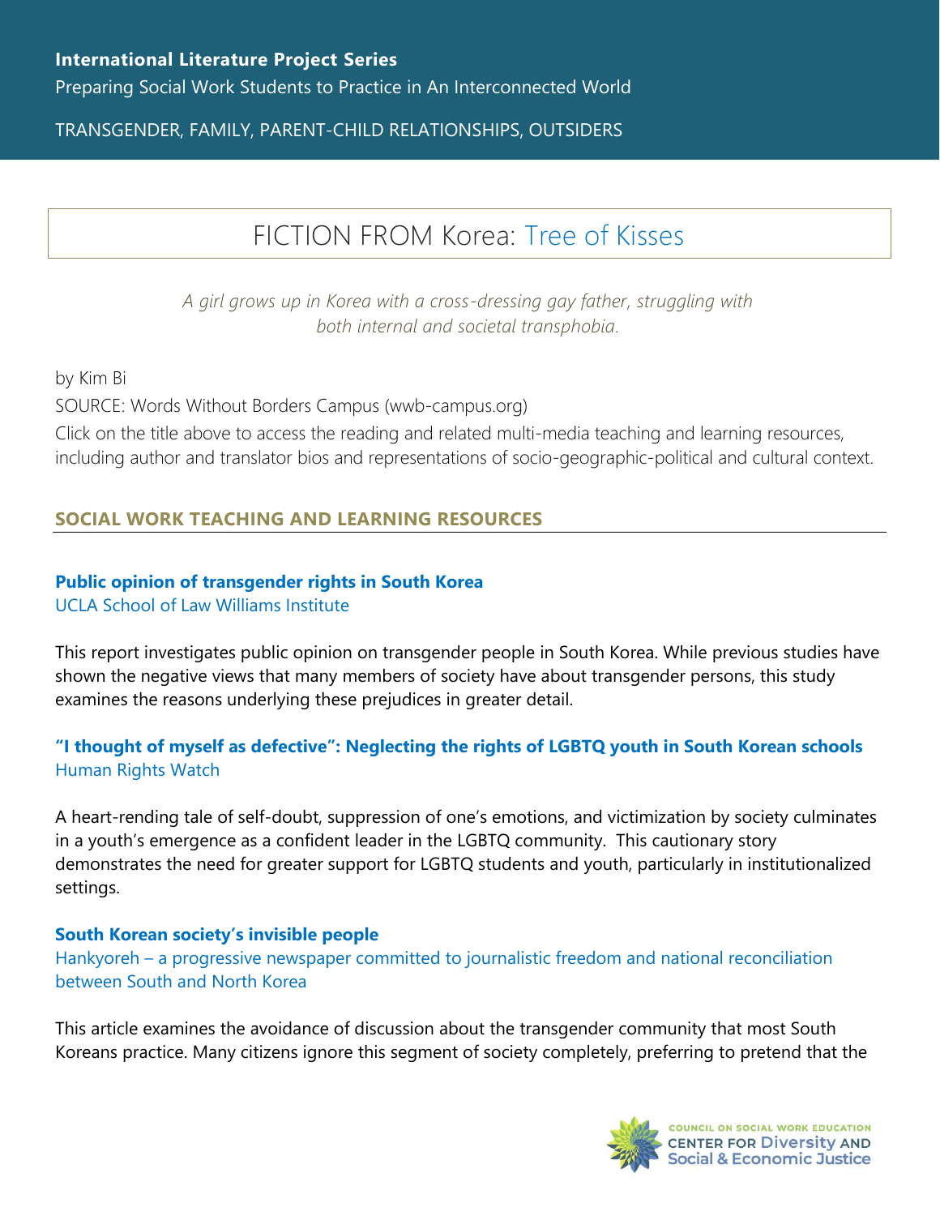**International Literature Project Series**

Preparing Social Work Students to Practice in An Interconnected World

TRANSGENDER, FAMILY, PARENT-CHILD RELATIONSHIPS, OUTSIDERS

# FICTION FROM Korea: Tree of Kisses

*A girl grows up in Korea with a cross-dressing gay father, struggling with both internal and societal transphobia.*

by Kim Bi

SOURCE: Words Without Borders Campus (wwb-campus.org)

Click on the title above to access the reading and related multi-media teaching and learning resources, including author and translator bios and representations of socio-geographic-political and cultural context.

## SOCIAL WORK TEACHING AND LEARNING RESOURCES

**Public opinion of transgender rights in South Korea**

UCLA School of Law Williams Institute

This report investigates public opinion on transgender people in South Korea. While previous studies have shown the negative views that many members of society have about transgender persons, this study examines the reasons underlying these prejudices in greater detail.

**"I thought of myself as defective": Neglecting the rights of LGBTQ youth in South Korean schools**

Human Rights Watch

A heart-rending tale of self-doubt, suppression of one's emotions, and victimization by society culminates in a youth's emergence as a confident leader in the LGBTQ community. This cautionary story demonstrates the need for greater support for LGBTQ students and youth, particularly in institutionalized settings.

**South Korean society's invisible people**

Hankyoreh – a progressive newspaper committed to journalistic freedom and national reconciliation between South and North Korea

This article examines the avoidance of discussion about the transgender community that most South Koreans practice. Many citizens ignore this segment of society completely, preferring to pretend that the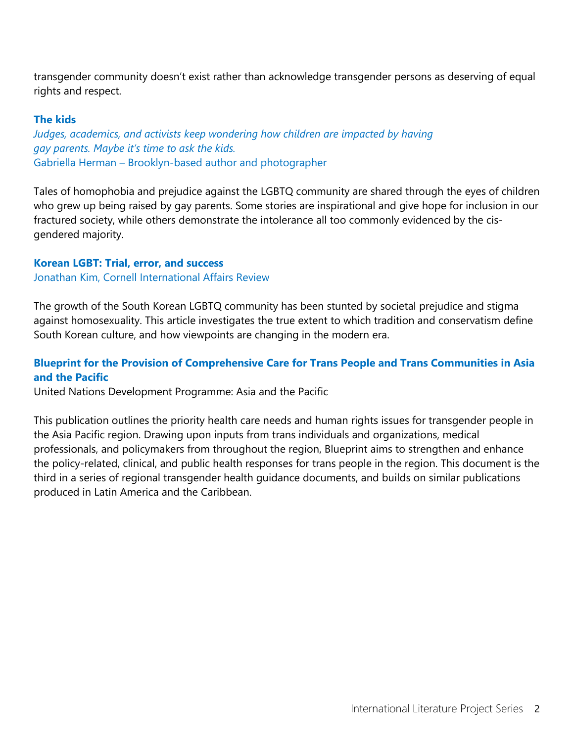transgender community doesn't exist rather than acknowledge transgender persons as deserving of equal rights and respect.

### The kids

*Judges, academics, and activists keep wondering how children are impacted by having gay parents. Maybe it's time to ask the kids.*
Gabriella Herman – Brooklyn-based author and photographer

Tales of homophobia and prejudice against the LGBTQ community are shared through the eyes of children who grew up being raised by gay parents. Some stories are inspirational and give hope for inclusion in our fractured society, while others demonstrate the intolerance all too commonly evidenced by the cis-gendered majority.

### Korean LGBT: Trial, error, and success

Jonathan Kim, Cornell International Affairs Review

The growth of the South Korean LGBTQ community has been stunted by societal prejudice and stigma against homosexuality. This article investigates the true extent to which tradition and conservatism define South Korean culture, and how viewpoints are changing in the modern era.

### Blueprint for the Provision of Comprehensive Care for Trans People and Trans Communities in Asia and the Pacific

United Nations Development Programme: Asia and the Pacific

This publication outlines the priority health care needs and human rights issues for transgender people in the Asia Pacific region. Drawing upon inputs from trans individuals and organizations, medical professionals, and policymakers from throughout the region, Blueprint aims to strengthen and enhance the policy-related, clinical, and public health responses for trans people in the region. This document is the third in a series of regional transgender health guidance documents, and builds on similar publications produced in Latin America and the Caribbean.